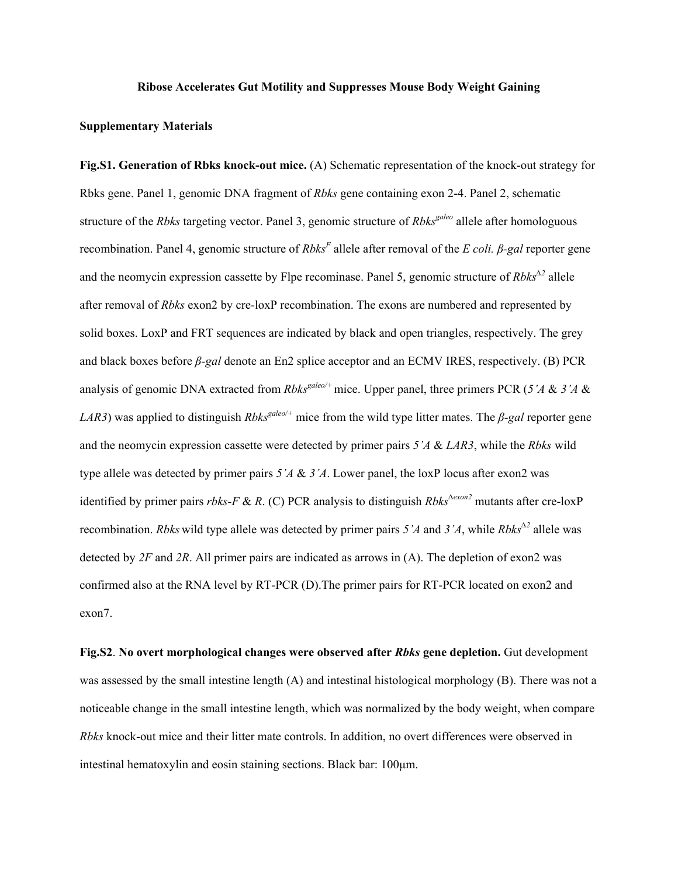**Ribose Accelerates Gut Motility and Suppresses Mouse Body Weight Gaining**

**Supplementary Materials**

**Fig.S1. Generation of Rbks knock-out mice.** (A) Schematic representation of the knock-out strategy for Rbks gene. Panel 1, genomic DNA fragment of *Rbks* gene containing exon 2-4. Panel 2, schematic structure of the *Rbks* targeting vector. Panel 3, genomic structure of *Rbks*$^{galeo}$ allele after homologuous recombination. Panel 4, genomic structure of *Rbks*$^{F}$ allele after removal of the *E coli. β-gal* reporter gene and the neomycin expression cassette by Flpe recominase. Panel 5, genomic structure of *Rbks*$^{\Delta 2}$ allele after removal of *Rbks* exon2 by cre-loxP recombination. The exons are numbered and represented by solid boxes. LoxP and FRT sequences are indicated by black and open triangles, respectively. The grey and black boxes before *β-gal* denote an En2 splice acceptor and an ECMV IRES, respectively. (B) PCR analysis of genomic DNA extracted from *Rbks*$^{galeo/+}$ mice. Upper panel, three primers PCR (*5'A* & *3'A* & *LAR3*) was applied to distinguish *Rbks*$^{galeo/+}$ mice from the wild type litter mates. The *β-gal* reporter gene and the neomycin expression cassette were detected by primer pairs *5'A* & *LAR3*, while the *Rbks* wild type allele was detected by primer pairs *5'A* & *3'A*. Lower panel, the loxP locus after exon2 was identified by primer pairs *rbks-F* & *R*. (C) PCR analysis to distinguish *Rbks*$^{\Delta exon2}$ mutants after cre-loxP recombination. *Rbks* wild type allele was detected by primer pairs *5'A* and *3'A*, while *Rbks*$^{\Delta 2}$ allele was detected by *2F* and *2R*. All primer pairs are indicated as arrows in (A). The depletion of exon2 was confirmed also at the RNA level by RT-PCR (D).The primer pairs for RT-PCR located on exon2 and exon7.

**Fig.S2**. **No overt morphological changes were observed after *Rbks* gene depletion.** Gut development was assessed by the small intestine length (A) and intestinal histological morphology (B). There was not a noticeable change in the small intestine length, which was normalized by the body weight, when compare *Rbks* knock-out mice and their litter mate controls. In addition, no overt differences were observed in intestinal hematoxylin and eosin staining sections. Black bar: 100μm.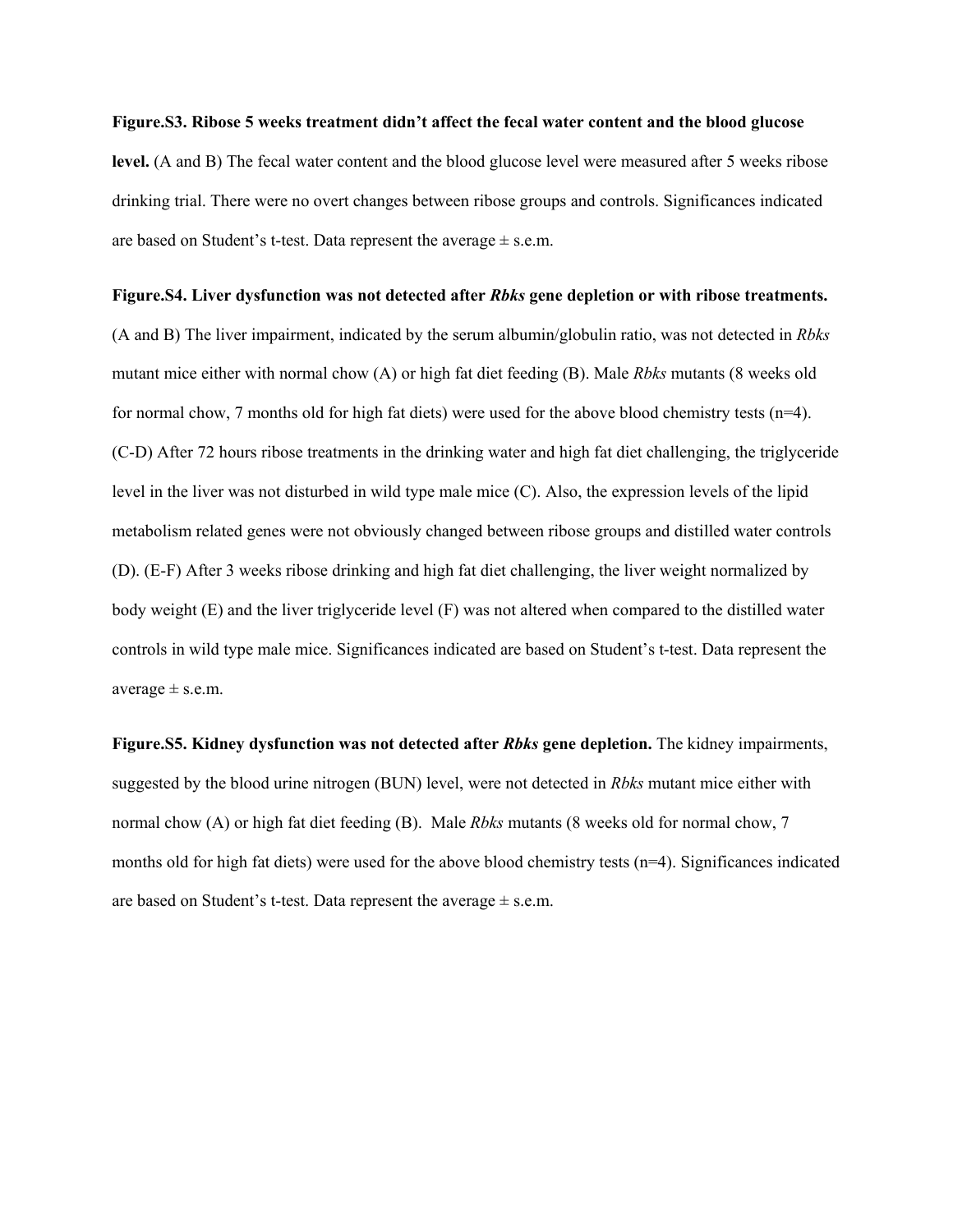**Figure.S3. Ribose 5 weeks treatment didn't affect the fecal water content and the blood glucose level.** (A and B) The fecal water content and the blood glucose level were measured after 5 weeks ribose drinking trial. There were no overt changes between ribose groups and controls. Significances indicated are based on Student's t-test. Data represent the average ± s.e.m.

**Figure.S4. Liver dysfunction was not detected after *Rbks* gene depletion or with ribose treatments.** (A and B) The liver impairment, indicated by the serum albumin/globulin ratio, was not detected in *Rbks* mutant mice either with normal chow (A) or high fat diet feeding (B). Male *Rbks* mutants (8 weeks old for normal chow, 7 months old for high fat diets) were used for the above blood chemistry tests (n=4). (C-D) After 72 hours ribose treatments in the drinking water and high fat diet challenging, the triglyceride level in the liver was not disturbed in wild type male mice (C). Also, the expression levels of the lipid metabolism related genes were not obviously changed between ribose groups and distilled water controls (D). (E-F) After 3 weeks ribose drinking and high fat diet challenging, the liver weight normalized by body weight (E) and the liver triglyceride level (F) was not altered when compared to the distilled water controls in wild type male mice. Significances indicated are based on Student's t-test. Data represent the average ± s.e.m.

**Figure.S5. Kidney dysfunction was not detected after *Rbks* gene depletion.** The kidney impairments, suggested by the blood urine nitrogen (BUN) level, were not detected in *Rbks* mutant mice either with normal chow (A) or high fat diet feeding (B). Male *Rbks* mutants (8 weeks old for normal chow, 7 months old for high fat diets) were used for the above blood chemistry tests (n=4). Significances indicated are based on Student's t-test. Data represent the average ± s.e.m.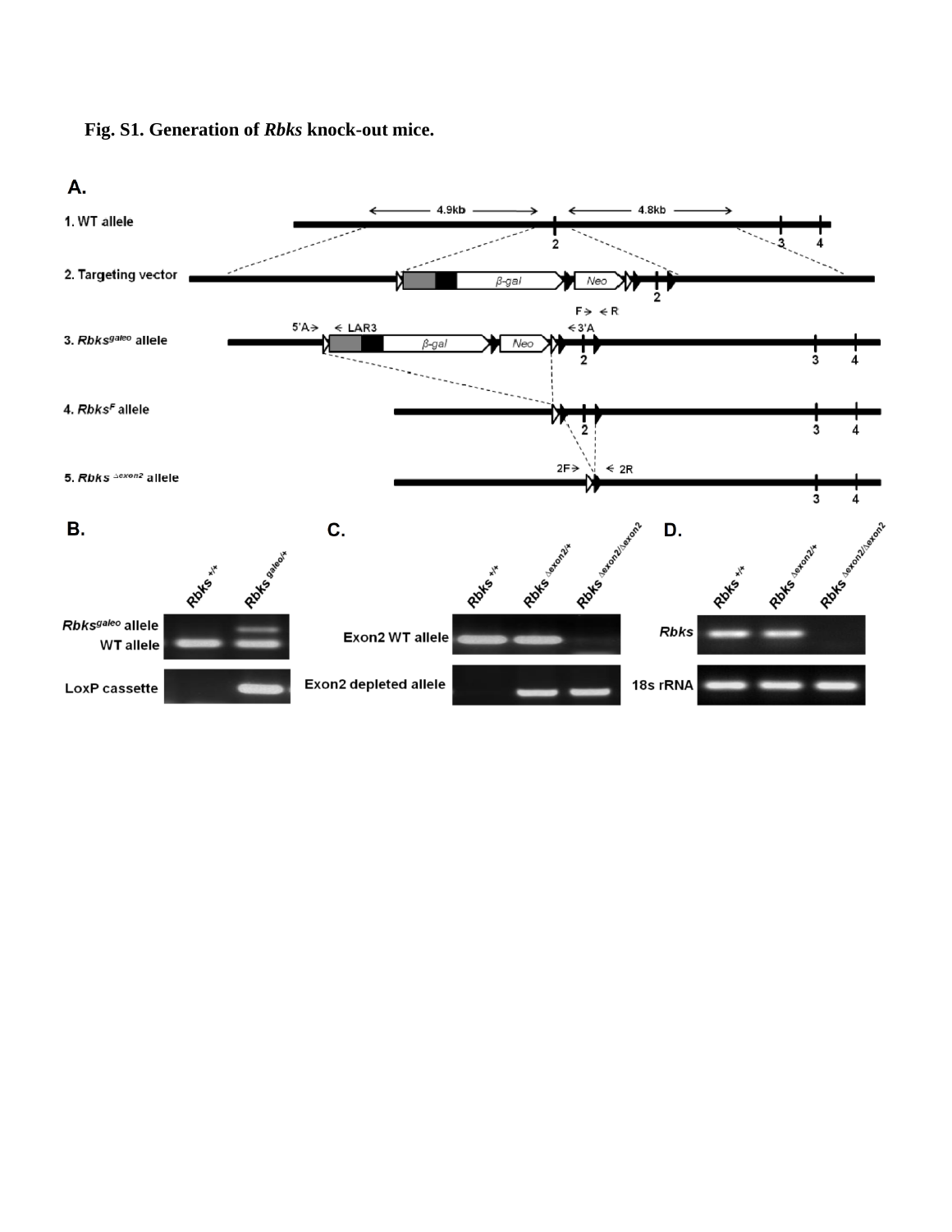**Fig. S1. Generation of *Rbks* knock-out mice.**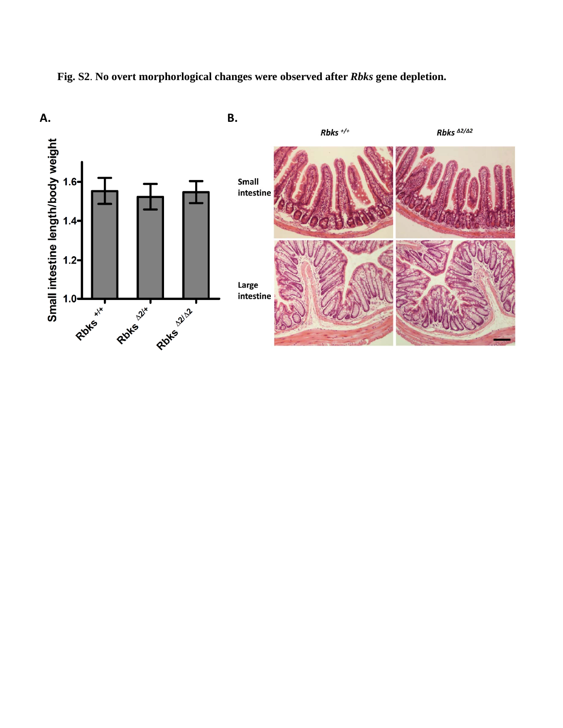**Fig. S2**. **No overt morphorlogical changes were observed after *Rbks* gene depletion.**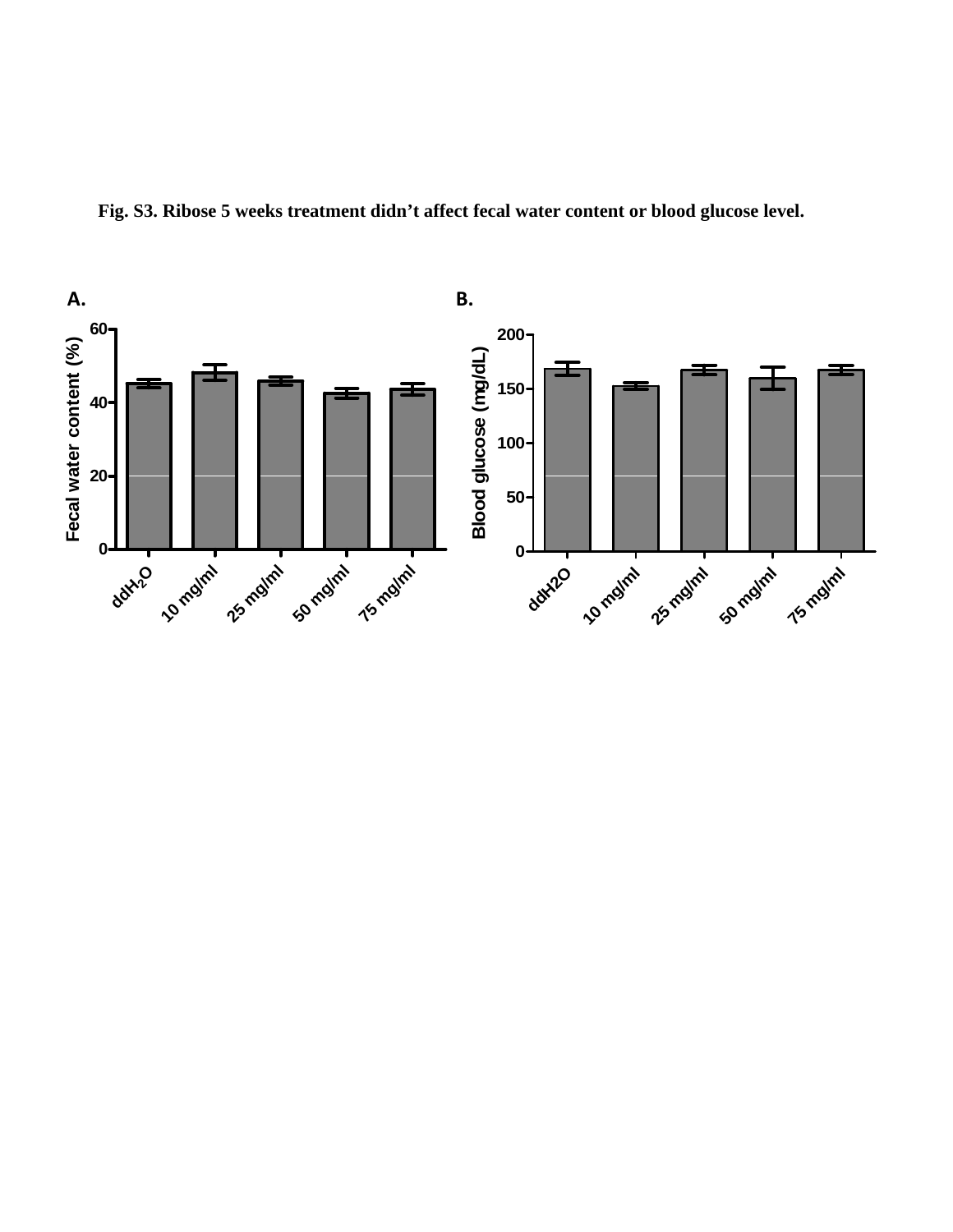**Fig. S3. Ribose 5 weeks treatment didn't affect fecal water content or blood glucose level.**

A.

B.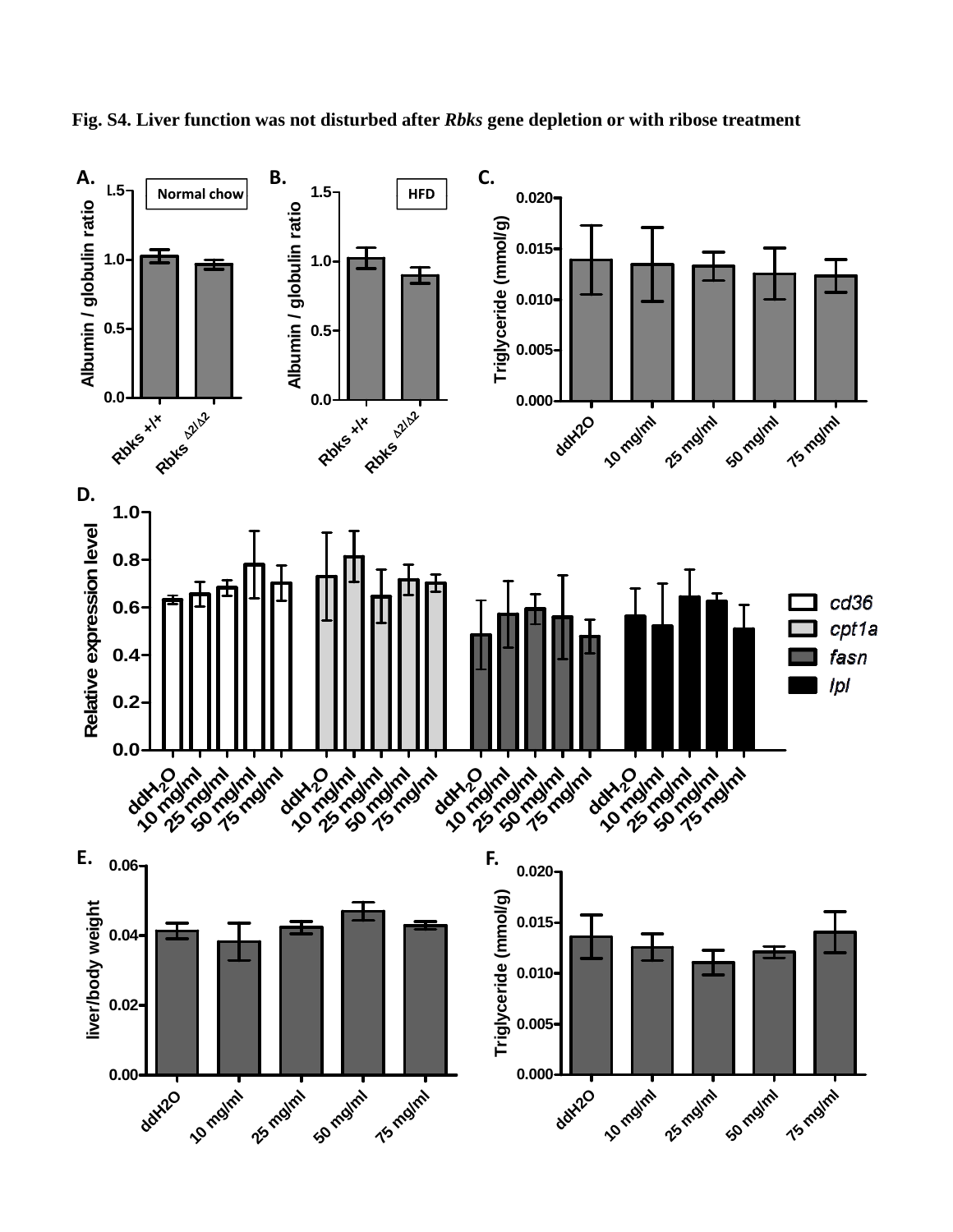**Fig. S4. Liver function was not disturbed after *Rbks* gene depletion or with ribose treatment**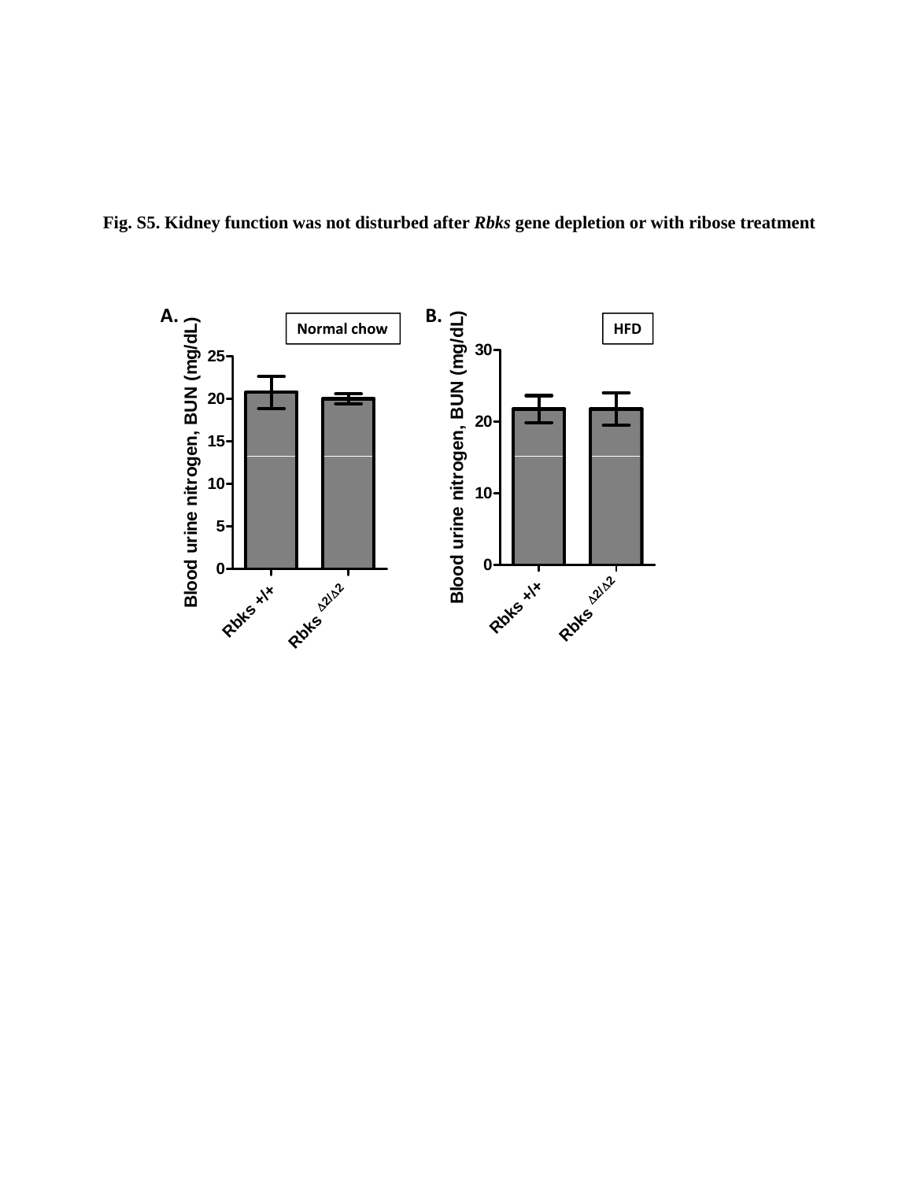**Fig. S5. Kidney function was not disturbed after *Rbks* gene depletion or with ribose treatment**

A.

Normal chow

Blood urine nitrogen, BUN (mg/dL)

25

20

15

10

5

0

Rbks +/+

Rbks $^{\Delta 2/\Delta 2}$

B.

HFD

Blood urine nitrogen, BUN (mg/dL)

30

20

10

0

Rbks +/+

Rbks $^{\Delta 2/\Delta 2}$